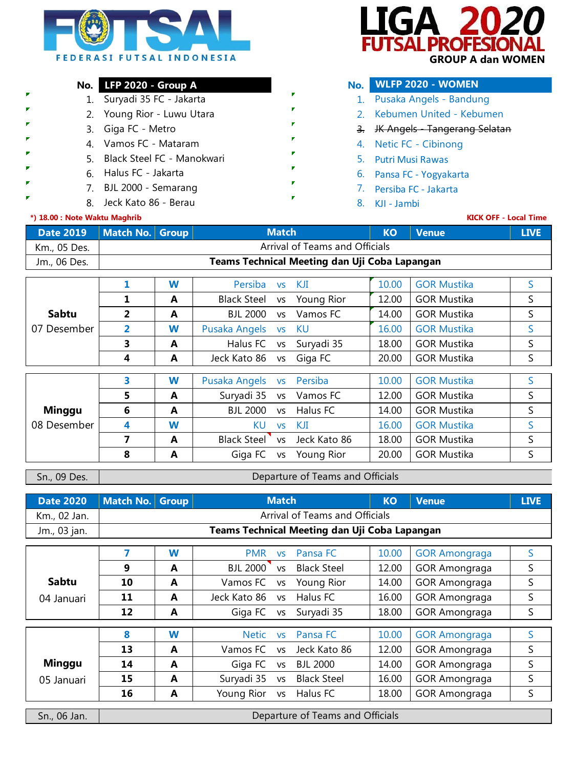# FUTSAL
FEDERASI FUTSAL INDONESIA

# LIGA 2020
## FUTSAL PROFESIONAL
### GROUP A dan WOMEN

| No. | LFP 2020 - Group A |
|---|---|
| 1. | Suryadi 35 FC - Jakarta |
| 2. | Young Rior - Luwu Utara |
| 3. | Giga FC - Metro |
| 4. | Vamos FC - Mataram |
| 5. | Black Steel FC - Manokwari |
| 6. | Halus FC - Jakarta |
| 7. | BJL 2000 - Semarang |
| 8. | Jeck Kato 86 - Berau |

| No. | WLFP 2020 - WOMEN |
|---|---|
| 1. | Pusaka Angels - Bandung |
| 2. | Kebumen United - Kebumen |
| ~~3.~~ | ~~JK Angels - Tangerang Selatan~~ |
| 4. | Netic FC - Cibinong |
| 5. | Putri Musi Rawas |
| 6. | Pansa FC - Yogyakarta |
| 7. | Persiba FC - Jakarta |
| 8. | KJI - Jambi |

*) 18.00 : Note Waktu Maghrib

KICK OFF - Local Time

| Date 2019 | Match No. | Group | Match | | | KO | Venue | LIVE |
|---|---|---|---|---|---|---|---|---|
| Km., 05 Des. | Arrival of Teams and Officials | | | | | | | |
| Jm., 06 Des. | **Teams Technical Meeting dan Uji Coba Lapangan** | | | | | | | |
| **Sabtu** 07 Desember | 1 | W | Persiba | vs | KJI | 10.00 | GOR Mustika | S |
| | 1 | A | Black Steel | vs | Young Rior | 12.00 | GOR Mustika | S |
| | 2 | A | BJL 2000 | vs | Vamos FC | 14.00 | GOR Mustika | S |
| | 2 | W | Pusaka Angels | vs | KU | 16.00 | GOR Mustika | S |
| | 3 | A | Halus FC | vs | Suryadi 35 | 18.00 | GOR Mustika | S |
| | 4 | A | Jeck Kato 86 | vs | Giga FC | 20.00 | GOR Mustika | S |
| **Minggu** 08 Desember | 3 | W | Pusaka Angels | vs | Persiba | 10.00 | GOR Mustika | S |
| | 5 | A | Suryadi 35 | vs | Vamos FC | 12.00 | GOR Mustika | S |
| | 6 | A | BJL 2000 | vs | Halus FC | 14.00 | GOR Mustika | S |
| | 4 | W | KU | vs | KJI | 16.00 | GOR Mustika | S |
| | 7 | A | Black Steel | vs | Jeck Kato 86 | 18.00 | GOR Mustika | S |
| | 8 | A | Giga FC | vs | Young Rior | 20.00 | GOR Mustika | S |
| Sn., 09 Des. | Departure of Teams and Officials | | | | | | | |

| Date 2020 | Match No. | Group | Match | | | KO | Venue | LIVE |
|---|---|---|---|---|---|---|---|---|
| Km., 02 Jan. | Arrival of Teams and Officials | | | | | | | |
| Jm., 03 jan. | **Teams Technical Meeting dan Uji Coba Lapangan** | | | | | | | |
| **Sabtu** 04 Januari | 7 | W | PMR | vs | Pansa FC | 10.00 | GOR Amongraga | S |
| | 9 | A | BJL 2000 | vs | Black Steel | 12.00 | GOR Amongraga | S |
| | 10 | A | Vamos FC | vs | Young Rior | 14.00 | GOR Amongraga | S |
| | 11 | A | Jeck Kato 86 | vs | Halus FC | 16.00 | GOR Amongraga | S |
| | 12 | A | Giga FC | vs | Suryadi 35 | 18.00 | GOR Amongraga | S |
| **Minggu** 05 Januari | 8 | W | Netic | vs | Pansa FC | 10.00 | GOR Amongraga | S |
| | 13 | A | Vamos FC | vs | Jeck Kato 86 | 12.00 | GOR Amongraga | S |
| | 14 | A | Giga FC | vs | BJL 2000 | 14.00 | GOR Amongraga | S |
| | 15 | A | Suryadi 35 | vs | Black Steel | 16.00 | GOR Amongraga | S |
| | 16 | A | Young Rior | vs | Halus FC | 18.00 | GOR Amongraga | S |
| Sn., 06 Jan. | Departure of Teams and Officials | | | | | | | |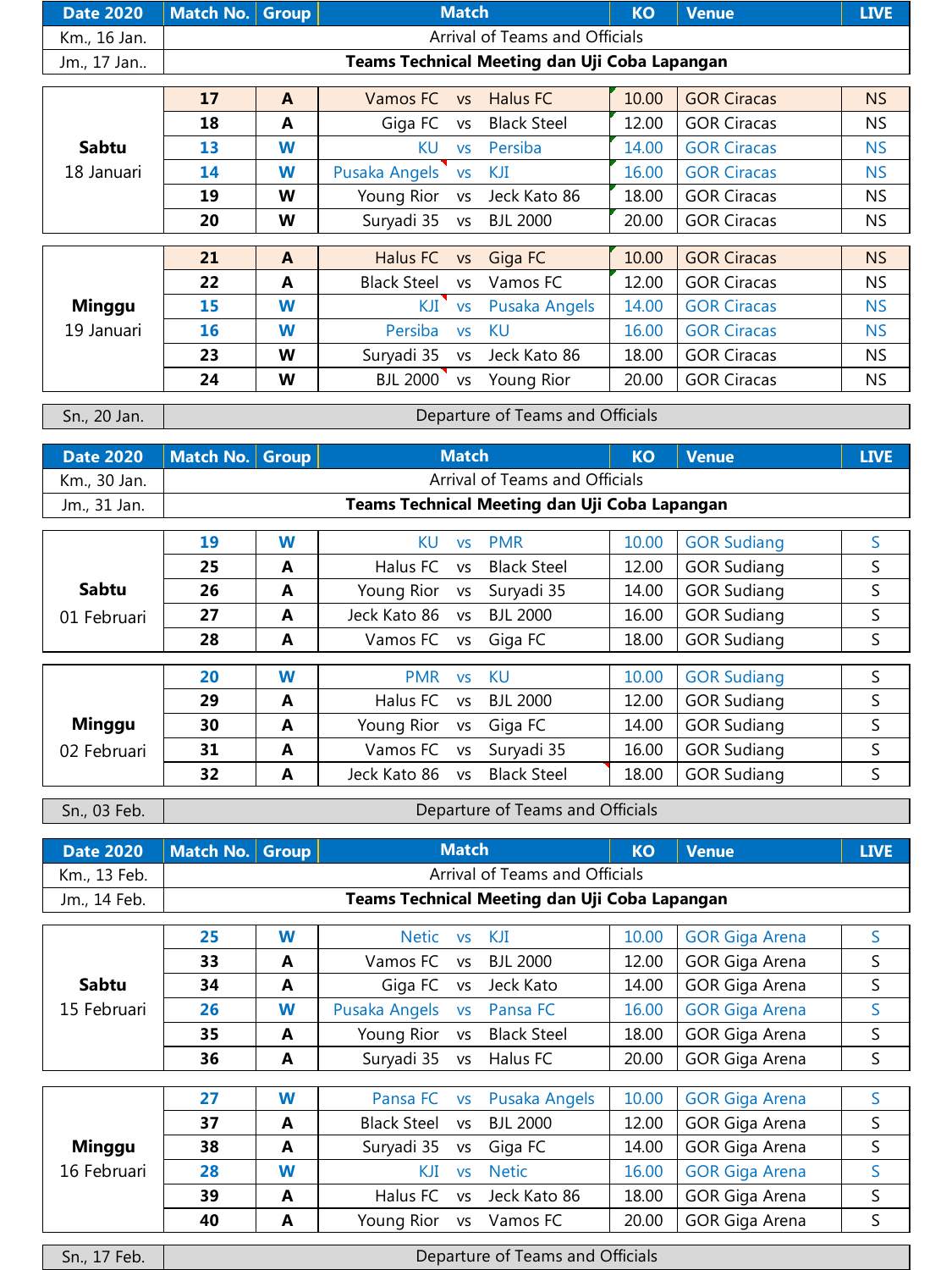| Date 2020 | Match No. | Group | Match | | | KO | Venue | LIVE |
|---|---|---|---|---|---|---|---|---|
| Km., 16 Jan. | Arrival of Teams and Officials | | | | | | | |
| Jm., 17 Jan.. | **Teams Technical Meeting dan Uji Coba Lapangan** | | | | | | | |
| **Sabtu** 18 Januari | **17** | **A** | Vamos FC | vs | Halus FC | 10.00 | GOR Ciracas | NS |
| | **18** | **A** | Giga FC | vs | Black Steel | 12.00 | GOR Ciracas | NS |
| | **13** | **W** | KU | vs | Persiba | 14.00 | GOR Ciracas | NS |
| | **14** | **W** | Pusaka Angels | vs | KJI | 16.00 | GOR Ciracas | NS |
| | **19** | **W** | Young Rior | vs | Jeck Kato 86 | 18.00 | GOR Ciracas | NS |
| | **20** | **W** | Suryadi 35 | vs | BJL 2000 | 20.00 | GOR Ciracas | NS |
| **Minggu** 19 Januari | **21** | **A** | Halus FC | vs | Giga FC | 10.00 | GOR Ciracas | NS |
| | **22** | **A** | Black Steel | vs | Vamos FC | 12.00 | GOR Ciracas | NS |
| | **15** | **W** | KJI | vs | Pusaka Angels | 14.00 | GOR Ciracas | NS |
| | **16** | **W** | Persiba | vs | KU | 16.00 | GOR Ciracas | NS |
| | **23** | **W** | Suryadi 35 | vs | Jeck Kato 86 | 18.00 | GOR Ciracas | NS |
| | **24** | **W** | BJL 2000 | vs | Young Rior | 20.00 | GOR Ciracas | NS |
| Sn., 20 Jan. | Departure of Teams and Officials | | | | | | | |

| Date 2020 | Match No. | Group | Match | | | KO | Venue | LIVE |
|---|---|---|---|---|---|---|---|---|
| Km., 30 Jan. | Arrival of Teams and Officials | | | | | | | |
| Jm., 31 Jan. | **Teams Technical Meeting dan Uji Coba Lapangan** | | | | | | | |
| **Sabtu** 01 Februari | **19** | **W** | KU | vs | PMR | 10.00 | GOR Sudiang | S |
| | **25** | **A** | Halus FC | vs | Black Steel | 12.00 | GOR Sudiang | S |
| | **26** | **A** | Young Rior | vs | Suryadi 35 | 14.00 | GOR Sudiang | S |
| | **27** | **A** | Jeck Kato 86 | vs | BJL 2000 | 16.00 | GOR Sudiang | S |
| | **28** | **A** | Vamos FC | vs | Giga FC | 18.00 | GOR Sudiang | S |
| **Minggu** 02 Februari | **20** | **W** | PMR | vs | KU | 10.00 | GOR Sudiang | S |
| | **29** | **A** | Halus FC | vs | BJL 2000 | 12.00 | GOR Sudiang | S |
| | **30** | **A** | Young Rior | vs | Giga FC | 14.00 | GOR Sudiang | S |
| | **31** | **A** | Vamos FC | vs | Suryadi 35 | 16.00 | GOR Sudiang | S |
| | **32** | **A** | Jeck Kato 86 | vs | Black Steel | 18.00 | GOR Sudiang | S |
| Sn., 03 Feb. | Departure of Teams and Officials | | | | | | | |

| Date 2020 | Match No. | Group | Match | | | KO | Venue | LIVE |
|---|---|---|---|---|---|---|---|---|
| Km., 13 Feb. | Arrival of Teams and Officials | | | | | | | |
| Jm., 14 Feb. | **Teams Technical Meeting dan Uji Coba Lapangan** | | | | | | | |
| **Sabtu** 15 Februari | **25** | **W** | Netic | vs | KJI | 10.00 | GOR Giga Arena | S |
| | **33** | **A** | Vamos FC | vs | BJL 2000 | 12.00 | GOR Giga Arena | S |
| | **34** | **A** | Giga FC | vs | Jeck Kato | 14.00 | GOR Giga Arena | S |
| | **26** | **W** | Pusaka Angels | vs | Pansa FC | 16.00 | GOR Giga Arena | S |
| | **35** | **A** | Young Rior | vs | Black Steel | 18.00 | GOR Giga Arena | S |
| | **36** | **A** | Suryadi 35 | vs | Halus FC | 20.00 | GOR Giga Arena | S |
| **Minggu** 16 Februari | **27** | **W** | Pansa FC | vs | Pusaka Angels | 10.00 | GOR Giga Arena | S |
| | **37** | **A** | Black Steel | vs | BJL 2000 | 12.00 | GOR Giga Arena | S |
| | **38** | **A** | Suryadi 35 | vs | Giga FC | 14.00 | GOR Giga Arena | S |
| | **28** | **W** | KJI | vs | Netic | 16.00 | GOR Giga Arena | S |
| | **39** | **A** | Halus FC | vs | Jeck Kato 86 | 18.00 | GOR Giga Arena | S |
| | **40** | **A** | Young Rior | vs | Vamos FC | 20.00 | GOR Giga Arena | S |
| Sn., 17 Feb. | Departure of Teams and Officials | | | | | | | |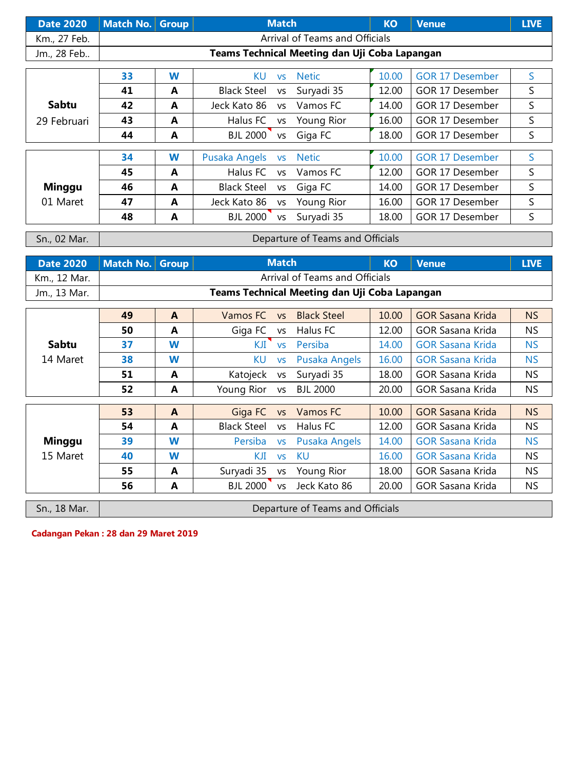| Date 2020 | Match No. | Group | Match | | | KO | Venue | LIVE |
|---|---|---|---|---|---|---|---|---|
| Km., 27 Feb. | Arrival of Teams and Officials | | | | | | | |
| Jm., 28 Feb.. | **Teams Technical Meeting dan Uji Coba Lapangan** | | | | | | | |
| **Sabtu** 29 Februari | **33** | **W** | KU | vs | Netic | 10.00 | GOR 17 Desember | S |
| | **41** | **A** | Black Steel | vs | Suryadi 35 | 12.00 | GOR 17 Desember | S |
| | **42** | **A** | Jeck Kato 86 | vs | Vamos FC | 14.00 | GOR 17 Desember | S |
| | **43** | **A** | Halus FC | vs | Young Rior | 16.00 | GOR 17 Desember | S |
| | **44** | **A** | BJL 2000 | vs | Giga FC | 18.00 | GOR 17 Desember | S |
| **Minggu** 01 Maret | **34** | **W** | Pusaka Angels | vs | Netic | 10.00 | GOR 17 Desember | S |
| | **45** | **A** | Halus FC | vs | Vamos FC | 12.00 | GOR 17 Desember | S |
| | **46** | **A** | Black Steel | vs | Giga FC | 14.00 | GOR 17 Desember | S |
| | **47** | **A** | Jeck Kato 86 | vs | Young Rior | 16.00 | GOR 17 Desember | S |
| | **48** | **A** | BJL 2000 | vs | Suryadi 35 | 18.00 | GOR 17 Desember | S |
| Sn., 02 Mar. | Departure of Teams and Officials | | | | | | | |

| Date 2020 | Match No. | Group | Match | | | KO | Venue | LIVE |
|---|---|---|---|---|---|---|---|---|
| Km., 12 Mar. | Arrival of Teams and Officials | | | | | | | |
| Jm., 13 Mar. | **Teams Technical Meeting dan Uji Coba Lapangan** | | | | | | | |
| **Sabtu** 14 Maret | **49** | **A** | Vamos FC | vs | Black Steel | 10.00 | GOR Sasana Krida | NS |
| | **50** | **A** | Giga FC | vs | Halus FC | 12.00 | GOR Sasana Krida | NS |
| | **37** | **W** | KJI | vs | Persiba | 14.00 | GOR Sasana Krida | NS |
| | **38** | **W** | KU | vs | Pusaka Angels | 16.00 | GOR Sasana Krida | NS |
| | **51** | **A** | Katojeck | vs | Suryadi 35 | 18.00 | GOR Sasana Krida | NS |
| | **52** | **A** | Young Rior | vs | BJL 2000 | 20.00 | GOR Sasana Krida | NS |
| **Minggu** 15 Maret | **53** | **A** | Giga FC | vs | Vamos FC | 10.00 | GOR Sasana Krida | NS |
| | **54** | **A** | Black Steel | vs | Halus FC | 12.00 | GOR Sasana Krida | NS |
| | **39** | **W** | Persiba | vs | Pusaka Angels | 14.00 | GOR Sasana Krida | NS |
| | **40** | **W** | KJI | vs | KU | 16.00 | GOR Sasana Krida | NS |
| | **55** | **A** | Suryadi 35 | vs | Young Rior | 18.00 | GOR Sasana Krida | NS |
| | **56** | **A** | BJL 2000 | vs | Jeck Kato 86 | 20.00 | GOR Sasana Krida | NS |
| Sn., 18 Mar. | Departure of Teams and Officials | | | | | | | |

**Cadangan Pekan : 28 dan 29 Maret 2019**